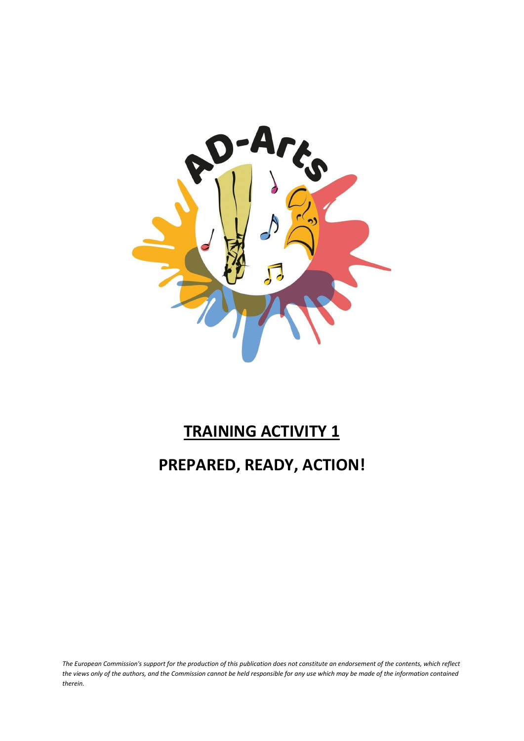# TRAINING ACTIVITY 1

# PRESENTED, READY, ACTION!

*The European Commission's support for the production of this publication does not constitute an endorsement of the contents, which reflect the views only of the authors, and the Commission cannot be held responsible for any use which may be made of the information contained therein.*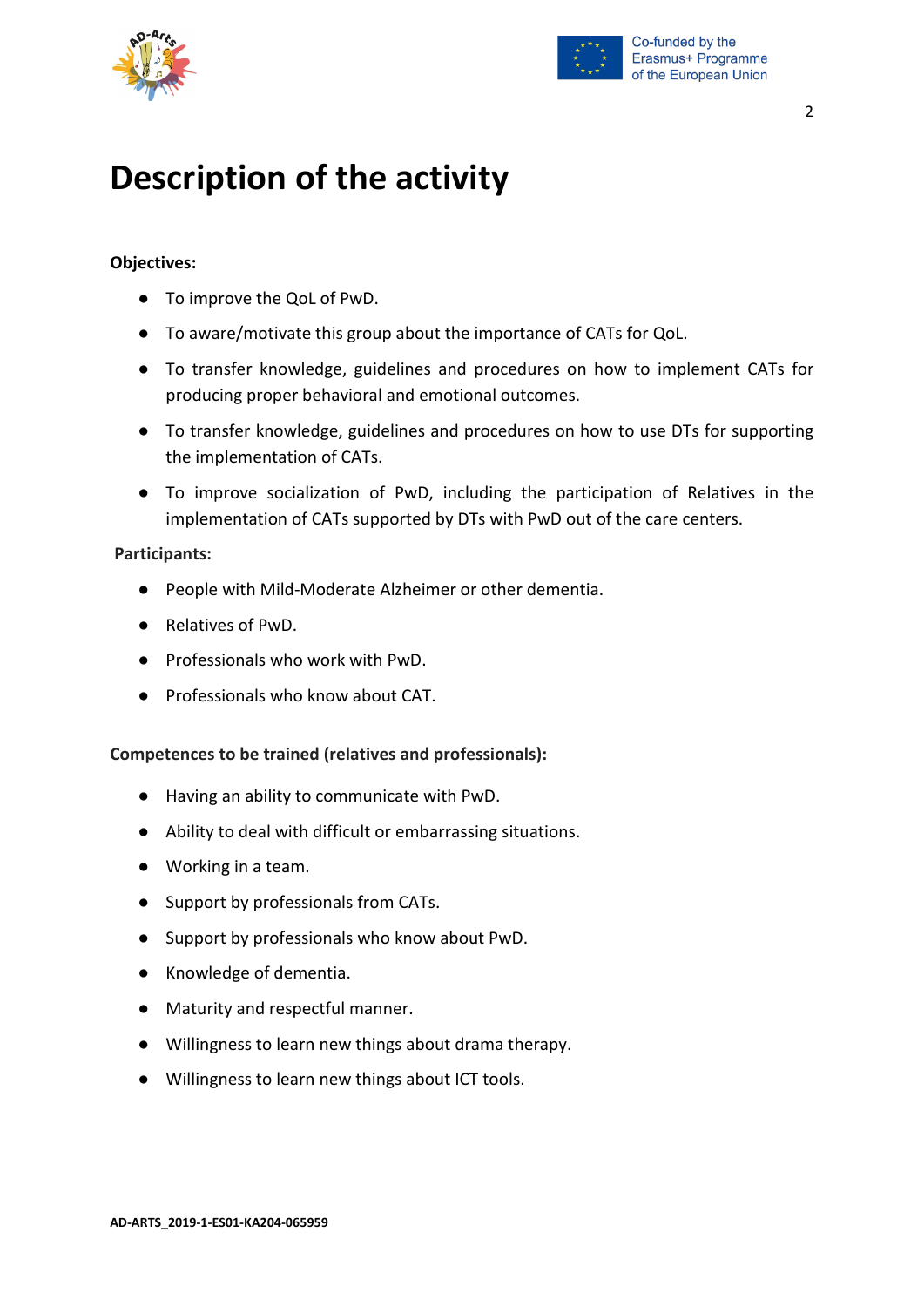# Description of the activity

**Objectives:**

- To improve the QoL of PwD.
- To aware/motivate this group about the importance of CATs for QoL.
- To transfer knowledge, guidelines and procedures on how to implement CATs for producing proper behavioral and emotional outcomes.
- To transfer knowledge, guidelines and procedures on how to use DTs for supporting the implementation of CATs.
- To improve socialization of PwD, including the participation of Relatives in the implementation of CATs supported by DTs with PwD out of the care centers.

**Participants:**

- People with Mild-Moderate Alzheimer or other dementia.
- Relatives of PwD.
- Professionals who work with PwD.
- Professionals who know about CAT.

**Competences to be trained (relatives and professionals):**

- Having an ability to communicate with PwD.
- Ability to deal with difficult or embarrassing situations.
- Working in a team.
- Support by professionals from CATs.
- Support by professionals who know about PwD.
- Knowledge of dementia.
- Maturity and respectful manner.
- Willingness to learn new things about drama therapy.
- Willingness to learn new things about ICT tools.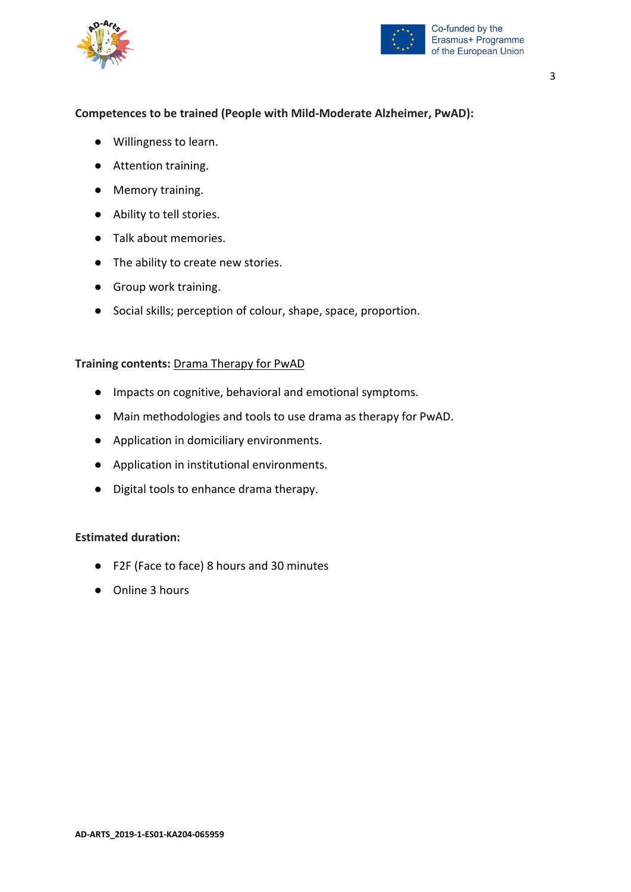**Competences to be trained (People with Mild-Moderate Alzheimer, PwAD):**

- Willingness to learn.
- Attention training.
- Memory training.
- Ability to tell stories.
- Talk about memories.
- The ability to create new stories.
- Group work training.
- Social skills; perception of colour, shape, space, proportion.

**Training contents:** Drama Therapy for PwAD

- Impacts on cognitive, behavioral and emotional symptoms.
- Main methodologies and tools to use drama as therapy for PwAD.
- Application in domiciliary environments.
- Application in institutional environments.
- Digital tools to enhance drama therapy.

**Estimated duration:**

- F2F (Face to face) 8 hours and 30 minutes
- Online 3 hours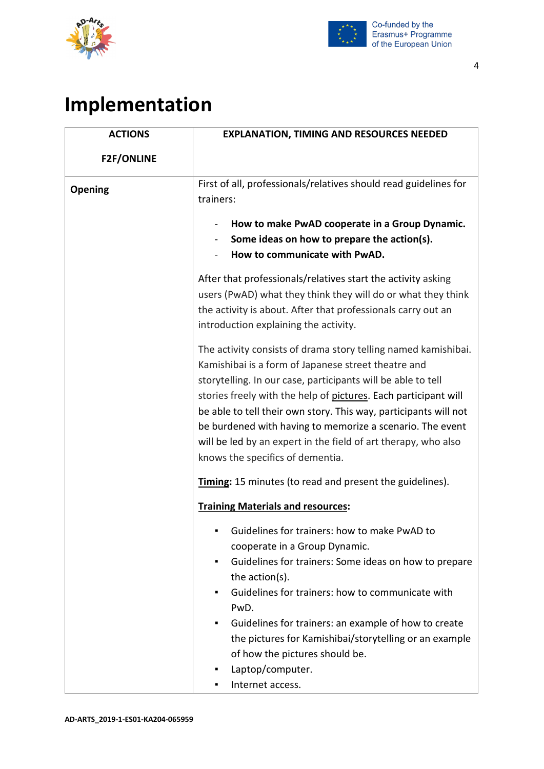# Implementation

| ACTIONS<br><br>F2F/ONLINE | EXPLANATION, TIMING AND RESOURCES NEEDED |
|---|---|
| **Opening** | First of all, professionals/relatives should read guidelines for trainers:<br><br>- **How to make PwAD cooperate in a Group Dynamic.**<br>- **Some ideas on how to prepare the action(s).**<br>- **How to communicate with PwAD.**<br><br>After that professionals/relatives start the activity asking users (PwAD) what they think they will do or what they think the activity is about. After that professionals carry out an introduction explaining the activity.<br><br>The activity consists of drama story telling named kamishibai. Kamishibai is a form of Japanese street theatre and storytelling. In our case, participants will be able to tell stories freely with the help of <u>pictures</u>. Each participant will be able to tell their own story. This way, participants will not be burdened with having to memorize a scenario. The event will be led by an expert in the field of art therapy, who also knows the specifics of dementia.<br><br>**<u>Timing</u>:** 15 minutes (to read and present the guidelines).<br><br>**<u>Training Materials and resources</u>:**<br><br>▪ Guidelines for trainers: how to make PwAD to cooperate in a Group Dynamic.<br>▪ Guidelines for trainers: Some ideas on how to prepare the action(s).<br>▪ Guidelines for trainers: how to communicate with PwD.<br>▪ Guidelines for trainers: an example of how to create the pictures for Kamishibai/storytelling or an example of how the pictures should be.<br>▪ Laptop/computer.<br>▪ Internet access. |

AD-ARTS_2019-1-ES01-KA204-065959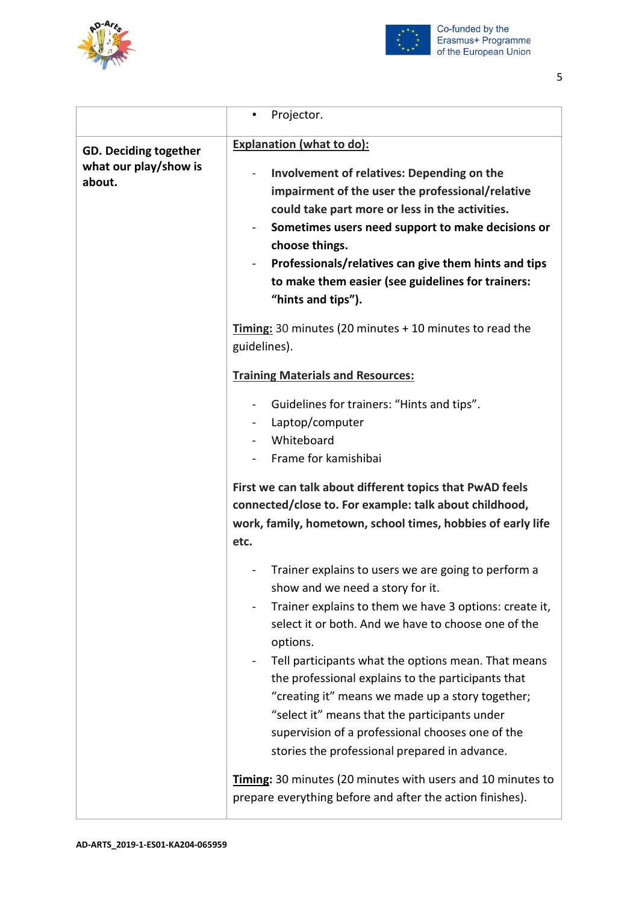| | |
|---|---|
| | ▪ Projector. |
| **GD. Deciding together what our play/show is about.** | <u>**Explanation (what to do):**</u><br><br>- **Involvement of relatives: Depending on the impairment of the user the professional/relative could take part more or less in the activities.**<br>- **Sometimes users need support to make decisions or choose things.**<br>- **Professionals/relatives can give them hints and tips to make them easier (see guidelines for trainers: "hints and tips").**<br><br><u>**Timing:**</u> 30 minutes (20 minutes + 10 minutes to read the guidelines).<br><br><u>**Training Materials and Resources:**</u><br><br>- Guidelines for trainers: "Hints and tips".<br>- Laptop/computer<br>- Whiteboard<br>- Frame for kamishibai<br><br>**First we can talk about different topics that PwAD feels connected/close to. For example: talk about childhood, work, family, hometown, school times, hobbies of early life etc.**<br><br>- Trainer explains to users we are going to perform a show and we need a story for it.<br>- Trainer explains to them we have 3 options: create it, select it or both. And we have to choose one of the options.<br>- Tell participants what the options mean. That means the professional explains to the participants that "creating it" means we made up a story together; "select it" means that the participants under supervision of a professional chooses one of the stories the professional prepared in advance.<br><br><u>**Timing**</u>: 30 minutes (20 minutes with users and 10 minutes to prepare everything before and after the action finishes). |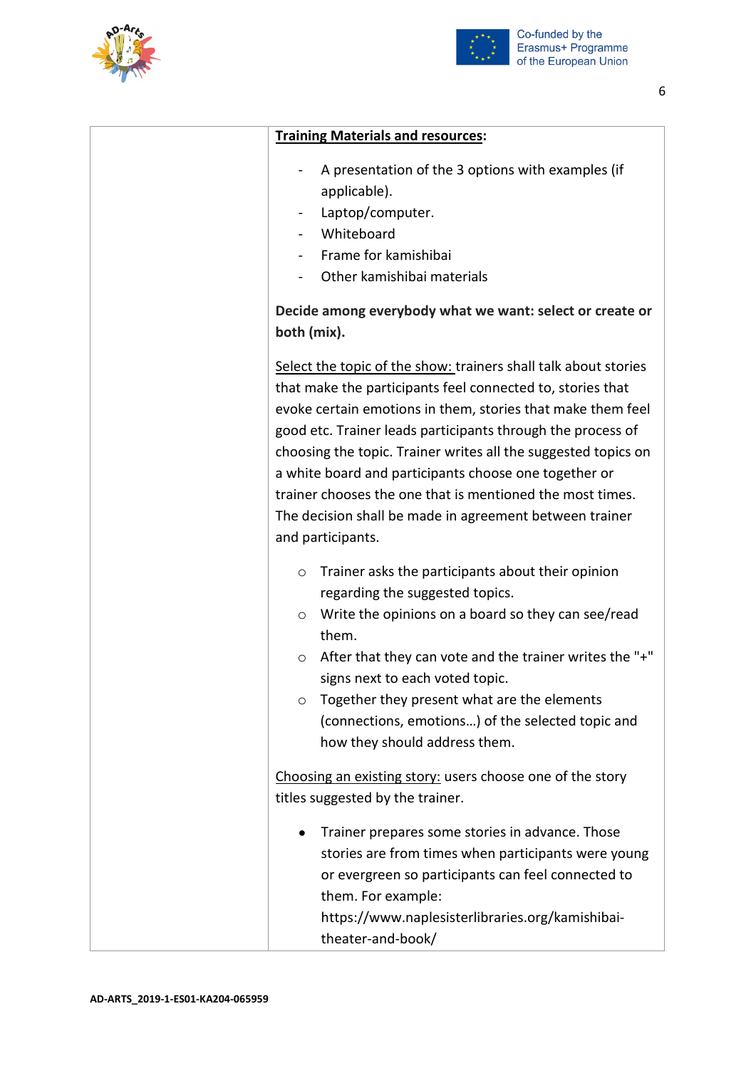| | **Training Materials and resources:**<br><br>- A presentation of the 3 options with examples (if applicable).<br>- Laptop/computer.<br>- Whiteboard<br>- Frame for kamishibai<br>- Other kamishibai materials<br><br>**Decide among everybody what we want: select or create or both (mix).**<br><br>Select the topic of the show: trainers shall talk about stories that make the participants feel connected to, stories that evoke certain emotions in them, stories that make them feel good etc. Trainer leads participants through the process of choosing the topic. Trainer writes all the suggested topics on a white board and participants choose one together or trainer chooses the one that is mentioned the most times. The decision shall be made in agreement between trainer and participants.<br><br>○ Trainer asks the participants about their opinion regarding the suggested topics.<br>○ Write the opinions on a board so they can see/read them.<br>○ After that they can vote and the trainer writes the "+" signs next to each voted topic.<br>○ Together they present what are the elements (connections, emotions…) of the selected topic and how they should address them.<br><br>Choosing an existing story: users choose one of the story titles suggested by the trainer.<br><br>● Trainer prepares some stories in advance. Those stories are from times when participants were young or evergreen so participants can feel connected to them. For example: https://www.naplesisterlibraries.org/kamishibai-theater-and-book/ |
|---|---|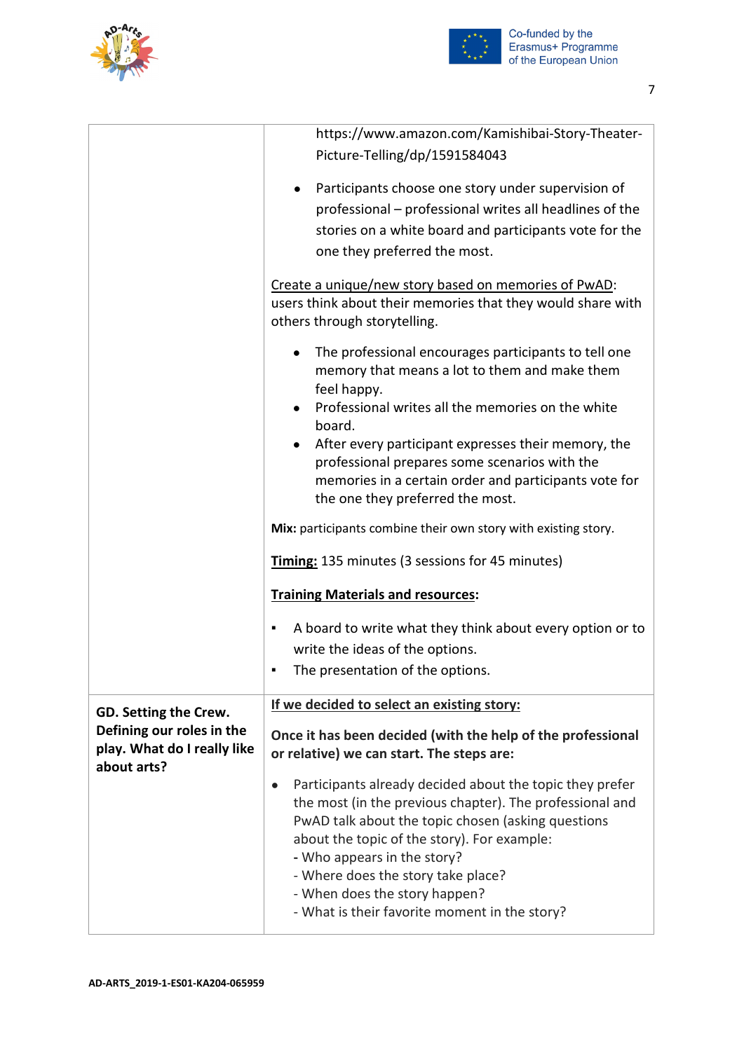| | |
|---|---|
| | https://www.amazon.com/Kamishibai-Story-Theater-Picture-Telling/dp/1591584043<br><br>• Participants choose one story under supervision of professional – professional writes all headlines of the stories on a white board and participants vote for the one they preferred the most.<br><br><u>Create a unique/new story based on memories of PwAD</u>: users think about their memories that they would share with others through storytelling.<br><br>• The professional encourages participants to tell one memory that means a lot to them and make them feel happy.<br>• Professional writes all the memories on the white board.<br>• After every participant expresses their memory, the professional prepares some scenarios with the memories in a certain order and participants vote for the one they preferred the most.<br><br>**Mix:** participants combine their own story with existing story.<br><br>**<u>Timing:</u>** 135 minutes (3 sessions for 45 minutes)<br><br>**<u>Training Materials and resources</u>:**<br><br>▪ A board to write what they think about every option or to write the ideas of the options.<br>▪ The presentation of the options. |
| **GD. Setting the Crew. Defining our roles in the play. What do I really like about arts?** | <u>If we decided to select an existing story:</u><br><br>**Once it has been decided (with the help of the professional or relative) we can start. The steps are:**<br><br>• Participants already decided about the topic they prefer the most (in the previous chapter). The professional and PwAD talk about the topic chosen (asking questions about the topic of the story). For example:<br>- Who appears in the story?<br>- Where does the story take place?<br>- When does the story happen?<br>- What is their favorite moment in the story? |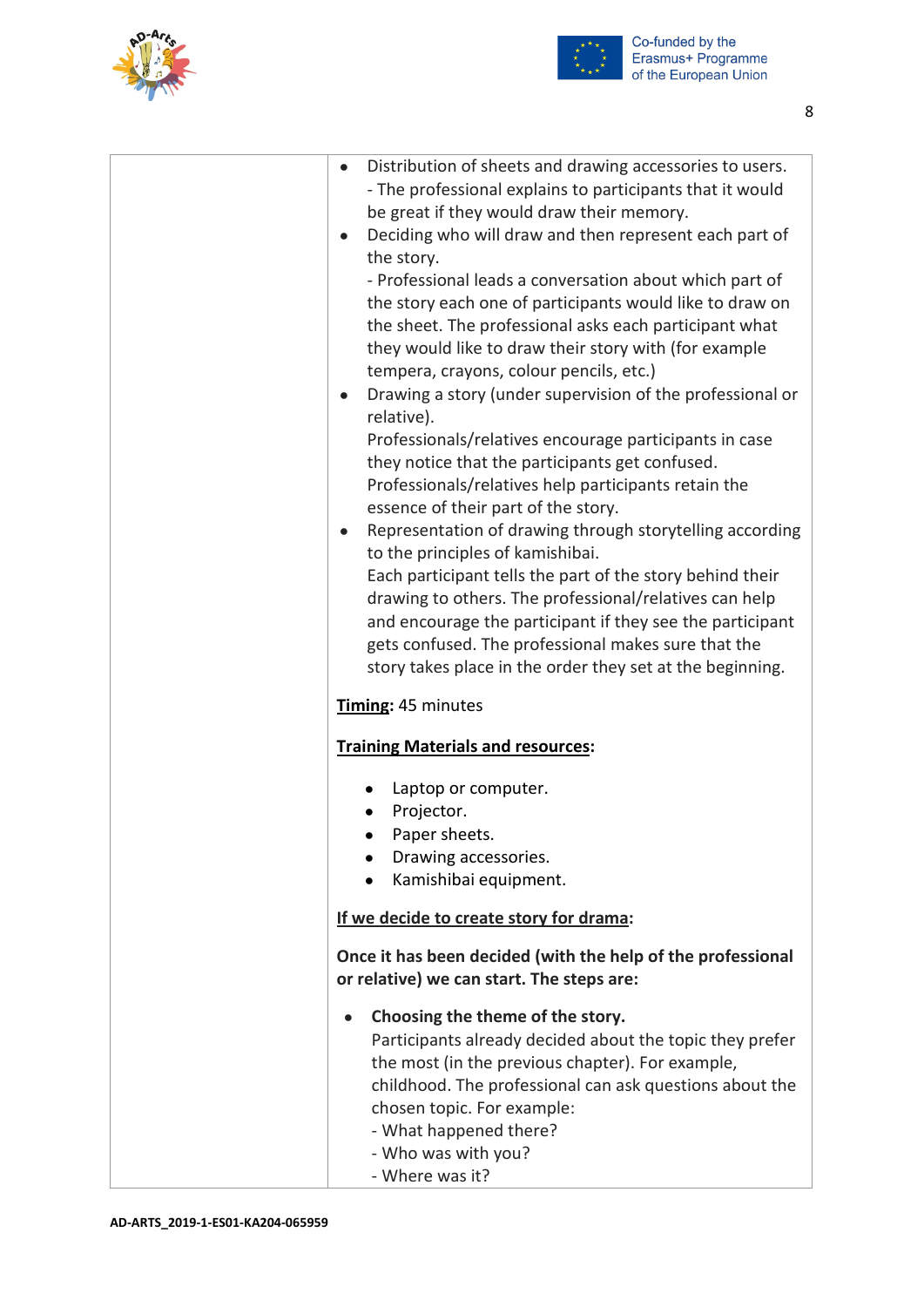| | • Distribution of sheets and drawing accessories to users.<br>- The professional explains to participants that it would be great if they would draw their memory.<br>• Deciding who will draw and then represent each part of the story.<br>- Professional leads a conversation about which part of the story each one of participants would like to draw on the sheet. The professional asks each participant what they would like to draw their story with (for example tempera, crayons, colour pencils, etc.)<br>• Drawing a story (under supervision of the professional or relative).<br>Professionals/relatives encourage participants in case they notice that the participants get confused. Professionals/relatives help participants retain the essence of their part of the story.<br>• Representation of drawing through storytelling according to the principles of kamishibai.<br>Each participant tells the part of the story behind their drawing to others. The professional/relatives can help and encourage the participant if they see the participant gets confused. The professional makes sure that the story takes place in the order they set at the beginning.<br><br>**Timing:** 45 minutes<br><br>**Training Materials and resources:**<br>• Laptop or computer.<br>• Projector.<br>• Paper sheets.<br>• Drawing accessories.<br>• Kamishibai equipment.<br><br>If we decide to create story for drama:<br><br>**Once it has been decided (with the help of the professional or relative) we can start. The steps are:**<br><br>• **Choosing the theme of the story.**<br>Participants already decided about the topic they prefer the most (in the previous chapter). For example, childhood. The professional can ask questions about the chosen topic. For example:<br>- What happened there?<br>- Who was with you?<br>- Where was it? |
|---|---|

AD-ARTS_2019-1-ES01-KA204-065959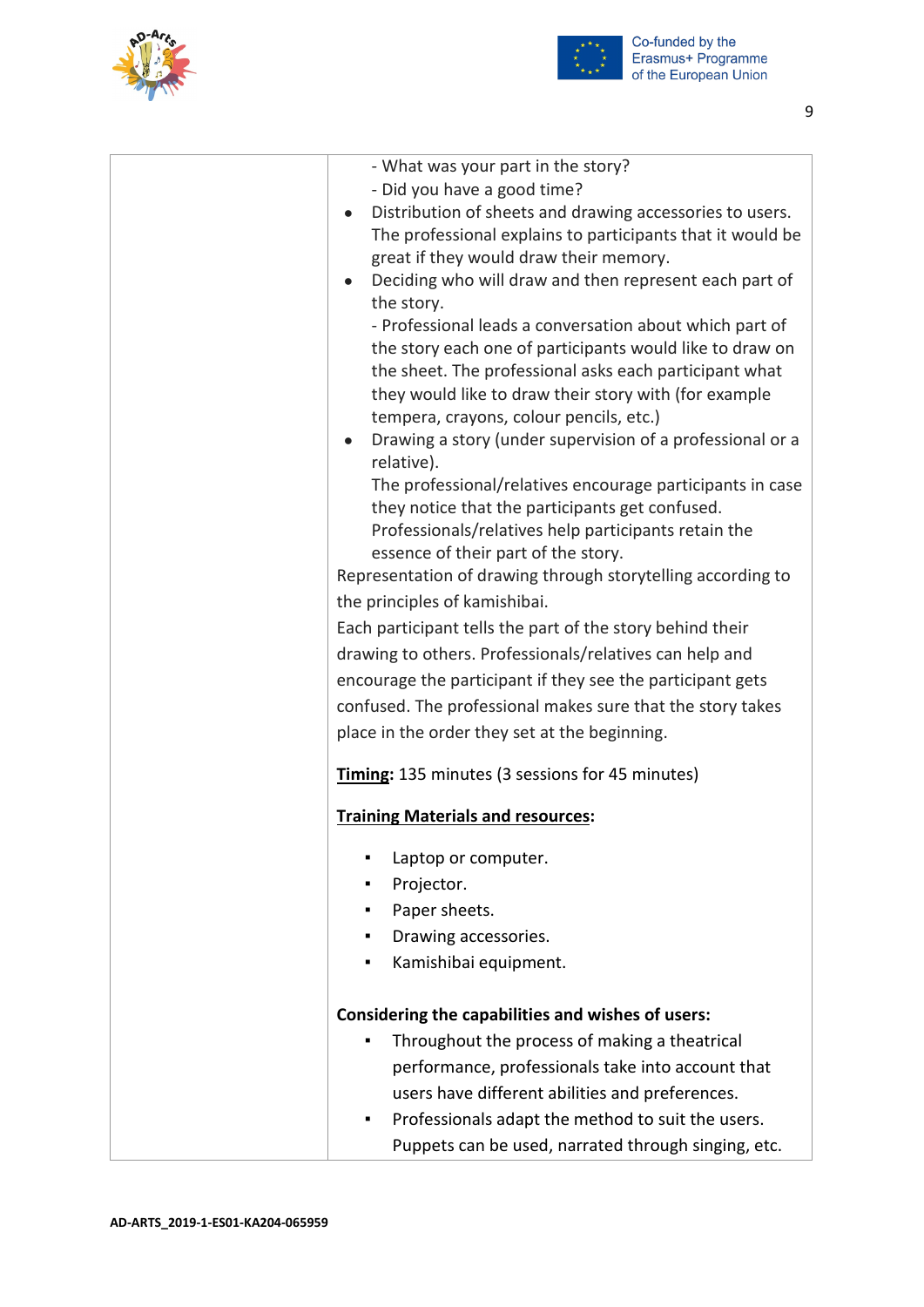| | - What was your part in the story?<br>- Did you have a good time?<br>• Distribution of sheets and drawing accessories to users. The professional explains to participants that it would be great if they would draw their memory.<br>• Deciding who will draw and then represent each part of the story.<br>- Professional leads a conversation about which part of the story each one of participants would like to draw on the sheet. The professional asks each participant what they would like to draw their story with (for example tempera, crayons, colour pencils, etc.)<br>• Drawing a story (under supervision of a professional or a relative).<br>The professional/relatives encourage participants in case they notice that the participants get confused. Professionals/relatives help participants retain the essence of their part of the story.<br>Representation of drawing through storytelling according to the principles of kamishibai.<br>Each participant tells the part of the story behind their drawing to others. Professionals/relatives can help and encourage the participant if they see the participant gets confused. The professional makes sure that the story takes place in the order they set at the beginning.<br><br>**Timing:** 135 minutes (3 sessions for 45 minutes)<br><br>**Training Materials and resources:**<br>▪ Laptop or computer.<br>▪ Projector.<br>▪ Paper sheets.<br>▪ Drawing accessories.<br>▪ Kamishibai equipment.<br><br>**Considering the capabilities and wishes of users:**<br>▪ Throughout the process of making a theatrical performance, professionals take into account that users have different abilities and preferences.<br>▪ Professionals adapt the method to suit the users. Puppets can be used, narrated through singing, etc. |
|---|---|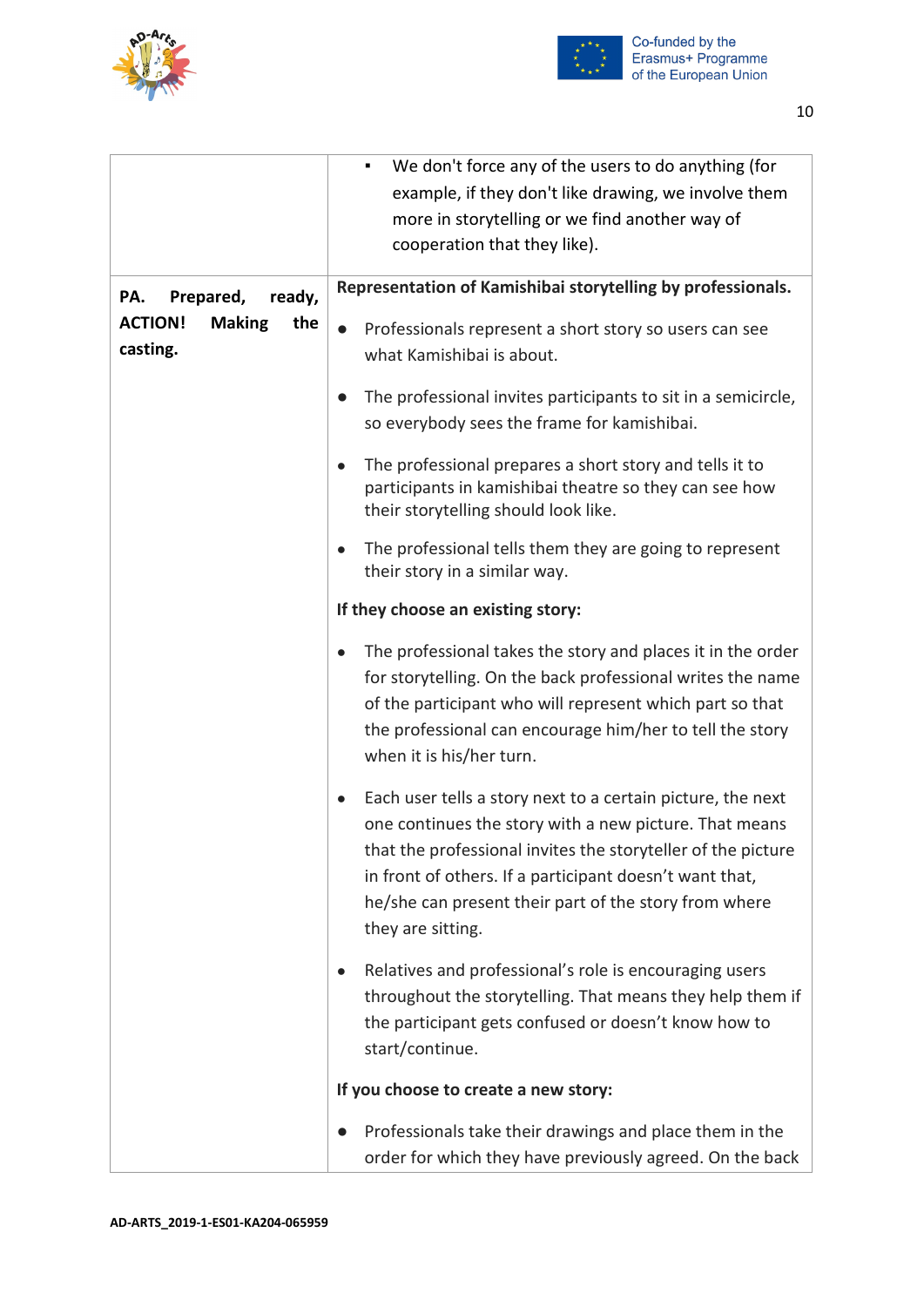| | |
|---|---|
| | ▪ We don't force any of the users to do anything (for example, if they don't like drawing, we involve them more in storytelling or we find another way of cooperation that they like). |
| **PA. Prepared, ready, ACTION! Making the casting.** | **Representation of Kamishibai storytelling by professionals.**<br><br>● Professionals represent a short story so users can see what Kamishibai is about.<br><br>● The professional invites participants to sit in a semicircle, so everybody sees the frame for kamishibai.<br><br>● The professional prepares a short story and tells it to participants in kamishibai theatre so they can see how their storytelling should look like.<br><br>● The professional tells them they are going to represent their story in a similar way.<br><br>**If they choose an existing story:**<br><br>● The professional takes the story and places it in the order for storytelling. On the back professional writes the name of the participant who will represent which part so that the professional can encourage him/her to tell the story when it is his/her turn.<br><br>● Each user tells a story next to a certain picture, the next one continues the story with a new picture. That means that the professional invites the storyteller of the picture in front of others. If a participant doesn't want that, he/she can present their part of the story from where they are sitting.<br><br>● Relatives and professional's role is encouraging users throughout the storytelling. That means they help them if the participant gets confused or doesn't know how to start/continue.<br><br>**If you choose to create a new story:**<br><br>● Professionals take their drawings and place them in the order for which they have previously agreed. On the back |

AD-ARTS_2019-1-ES01-KA204-065959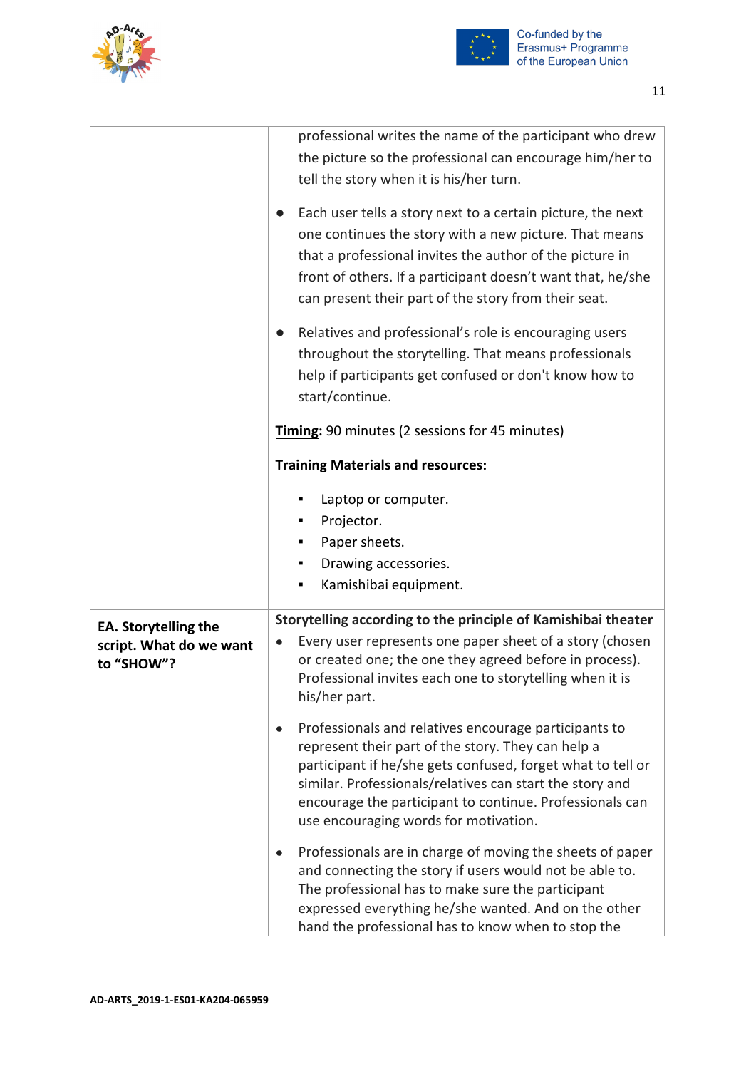| | |
|---|---|
| | professional writes the name of the participant who drew the picture so the professional can encourage him/her to tell the story when it is his/her turn.<br><br>● Each user tells a story next to a certain picture, the next one continues the story with a new picture. That means that a professional invites the author of the picture in front of others. If a participant doesn't want that, he/she can present their part of the story from their seat.<br><br>● Relatives and professional's role is encouraging users throughout the storytelling. That means professionals help if participants get confused or don't know how to start/continue.<br><br>**Timing:** 90 minutes (2 sessions for 45 minutes)<br><br>**Training Materials and resources:**<br><br>▪ Laptop or computer.<br>▪ Projector.<br>▪ Paper sheets.<br>▪ Drawing accessories.<br>▪ Kamishibai equipment. |
| **EA. Storytelling the script. What do we want to "SHOW"?** | **Storytelling according to the principle of Kamishibai theater**<br>● Every user represents one paper sheet of a story (chosen or created one; the one they agreed before in process). Professional invites each one to storytelling when it is his/her part.<br><br>● Professionals and relatives encourage participants to represent their part of the story. They can help a participant if he/she gets confused, forget what to tell or similar. Professionals/relatives can start the story and encourage the participant to continue. Professionals can use encouraging words for motivation.<br><br>● Professionals are in charge of moving the sheets of paper and connecting the story if users would not be able to. The professional has to make sure the participant expressed everything he/she wanted. And on the other hand the professional has to know when to stop the |

AD-ARTS_2019-1-ES01-KA204-065959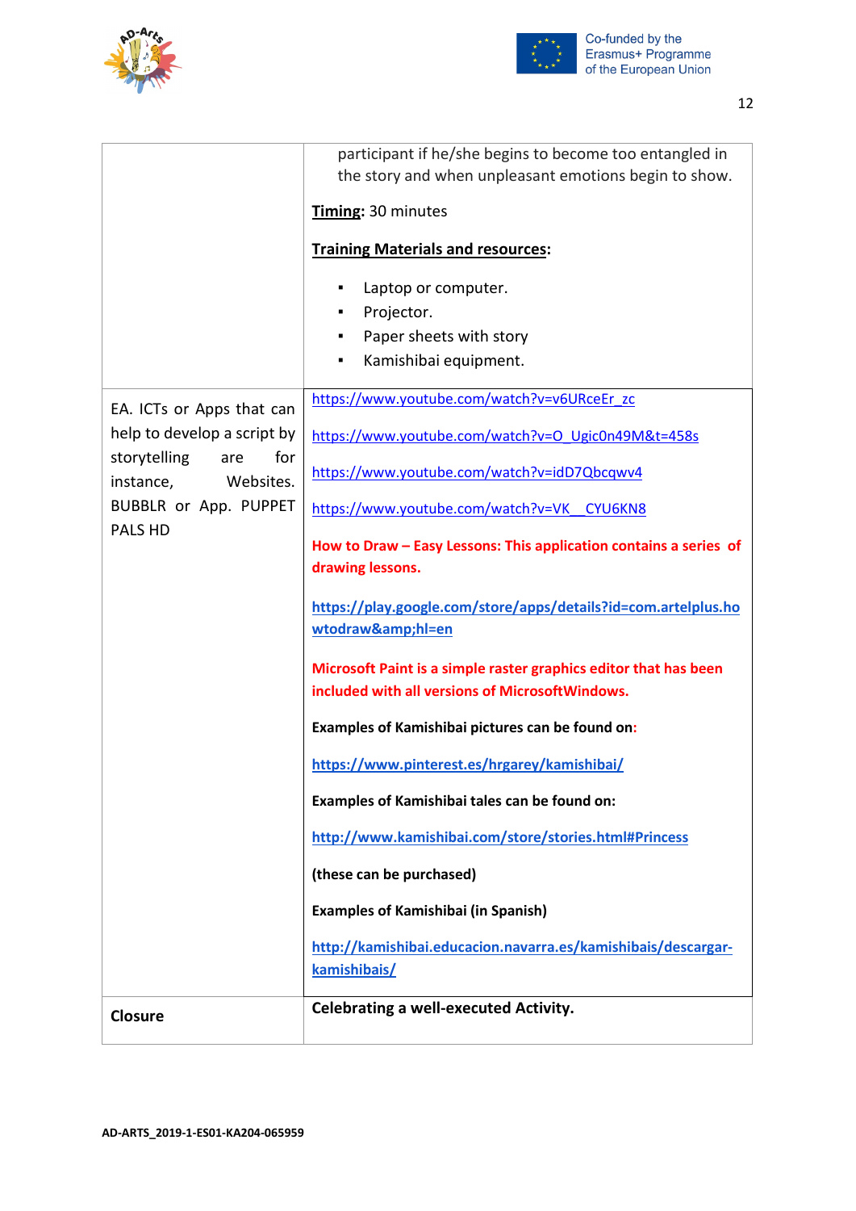|  |  |
| --- | --- |
|  | participant if he/she begins to become too entangled in the story and when unpleasant emotions begin to show.<br><br>**Timing**: 30 minutes<br><br>**Training Materials and resources**:<br><br>▪ Laptop or computer.<br>▪ Projector.<br>▪ Paper sheets with story<br>▪ Kamishibai equipment. |
| EA. ICTs or Apps that can help to develop a script by storytelling are for instance, Websites. BUBBLR or App. PUPPET PALS HD | https://www.youtube.com/watch?v=v6URceEr_zc<br><br>https://www.youtube.com/watch?v=O_Ugic0n49M&t=458s<br><br>https://www.youtube.com/watch?v=idD7Qbcqwv4<br><br>https://www.youtube.com/watch?v=VK__CYU6KN8<br><br>**How to Draw – Easy Lessons: This application contains a series of drawing lessons.**<br><br>**https://play.google.com/store/apps/details?id=com.artelplus.howtodraw&amp;hl=en**<br><br>**Microsoft Paint is a simple raster graphics editor that has been included with all versions of MicrosoftWindows.**<br><br>**Examples of Kamishibai pictures can be found on:**<br><br>**https://www.pinterest.es/hrgarey/kamishibai/**<br><br>**Examples of Kamishibai tales can be found on:**<br><br>**http://www.kamishibai.com/store/stories.html#Princess**<br><br>**(these can be purchased)**<br><br>**Examples of Kamishibai (in Spanish)**<br><br>**http://kamishibai.educacion.navarra.es/kamishibais/descargar-kamishibais/** |
| **Closure** | **Celebrating a well-executed Activity.** |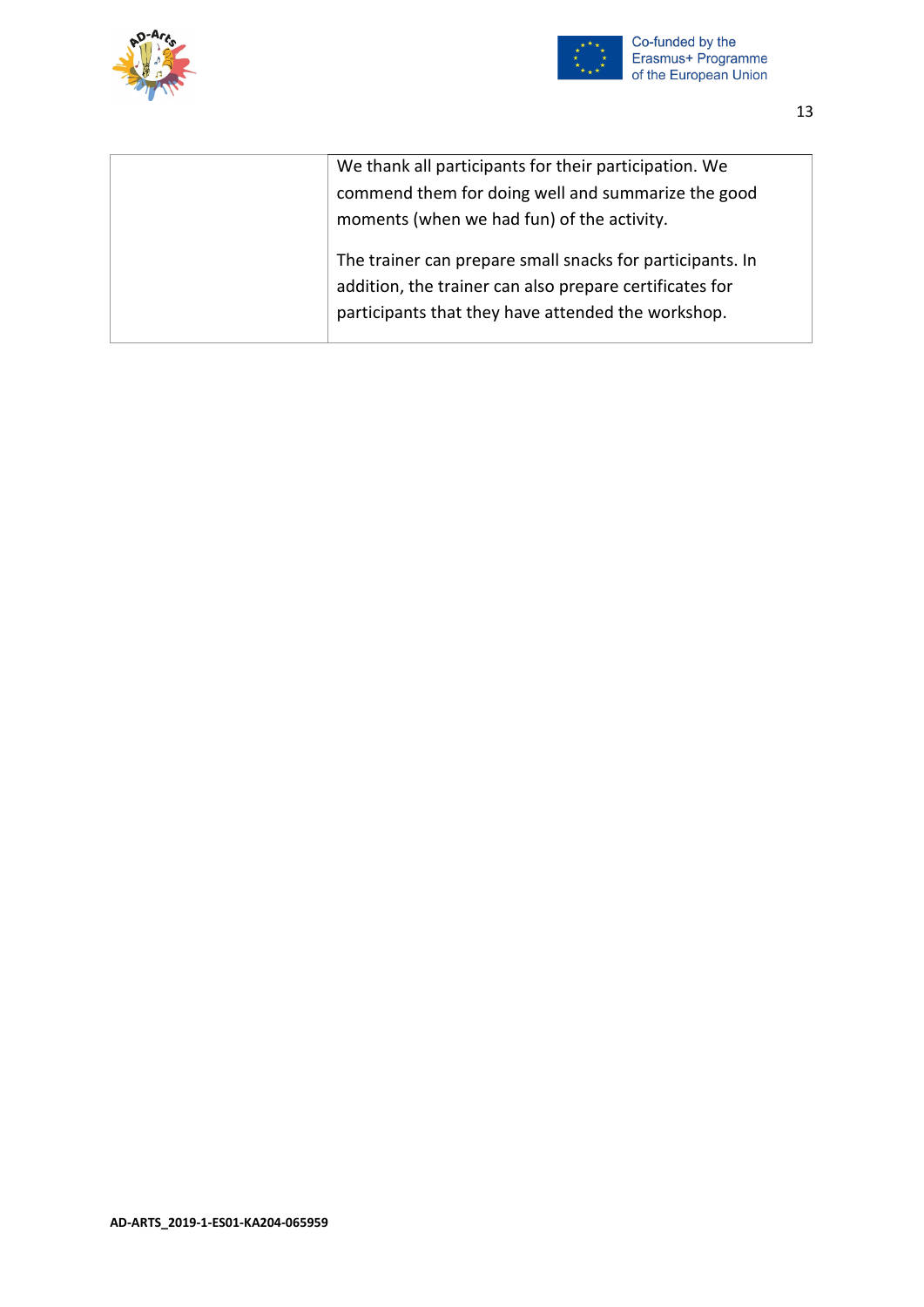| | |
|---|---|
| | We thank all participants for their participation. We commend them for doing well and summarize the good moments (when we had fun) of the activity.<br><br>The trainer can prepare small snacks for participants. In addition, the trainer can also prepare certificates for participants that they have attended the workshop. |